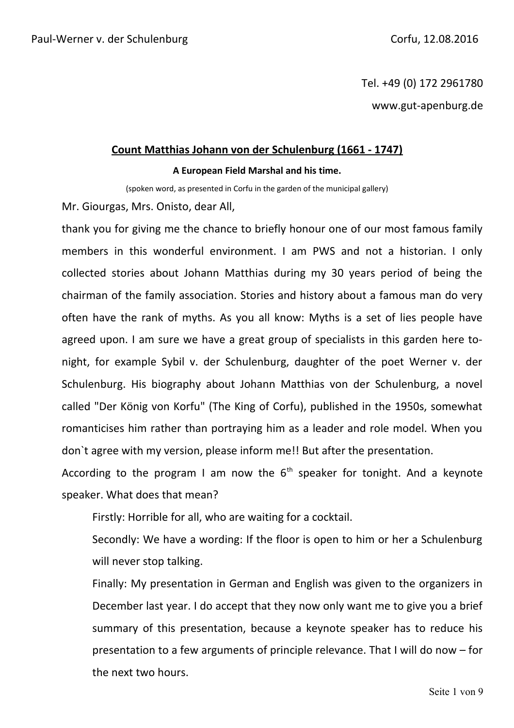Paul-Werner v. der Schulenburg Corfu, 12.08.2016

Tel. +49 (0) 172 2961780

www.gut-apenburg.de

## Count Matthias Johann von der Schulenburg (1661 - 1747)

**A European Field Marshal and his time.**

(spoken word, as presented in Corfu in the garden of the municipal gallery)

Mr. Giourgas, Mrs. Onisto, dear All,

thank you for giving me the chance to briefly honour one of our most famous family members in this wonderful environment. I am PWS and not a historian. I only collected stories about Johann Matthias during my 30 years period of being the chairman of the family association. Stories and history about a famous man do very often have the rank of myths. As you all know: Myths is a set of lies people have agreed upon. I am sure we have a great group of specialists in this garden here to-night, for example Sybil v. der Schulenburg, daughter of the poet Werner v. der Schulenburg. His biography about Johann Matthias von der Schulenburg, a novel called "Der König von Korfu" (The King of Corfu), published in the 1950s, somewhat romanticises him rather than portraying him as a leader and role model. When you don`t agree with my version, please inform me!! But after the presentation.

According to the program I am now the 6th speaker for tonight. And a keynote speaker. What does that mean?

Firstly: Horrible for all, who are waiting for a cocktail.

Secondly: We have a wording: If the floor is open to him or her a Schulenburg will never stop talking.

Finally: My presentation in German and English was given to the organizers in December last year. I do accept that they now only want me to give you a brief summary of this presentation, because a keynote speaker has to reduce his presentation to a few arguments of principle relevance. That I will do now – for the next two hours.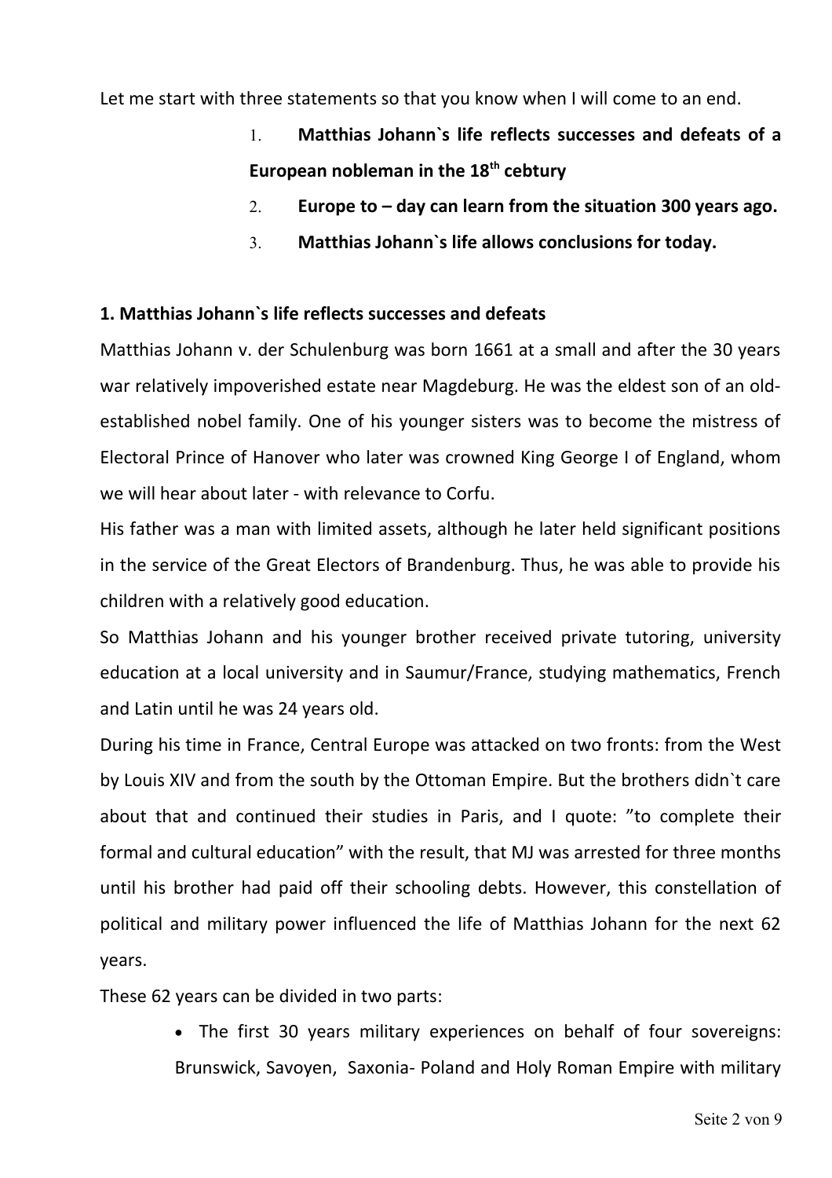Let me start with three statements so that you know when I will come to an end.

1. **Matthias Johann`s life reflects successes and defeats of a European nobleman in the 18th cebtury**
2. **Europe to – day can learn from the situation 300 years ago.**
3. **Matthias Johann`s life allows conclusions for today.**

**1. Matthias Johann`s life reflects successes and defeats**

Matthias Johann v. der Schulenburg was born 1661 at a small and after the 30 years war relatively impoverished estate near Magdeburg. He was the eldest son of an old-established nobel family. One of his younger sisters was to become the mistress of Electoral Prince of Hanover who later was crowned King George I of England, whom we will hear about later - with relevance to Corfu.

His father was a man with limited assets, although he later held significant positions in the service of the Great Electors of Brandenburg. Thus, he was able to provide his children with a relatively good education.

So Matthias Johann and his younger brother received private tutoring, university education at a local university and in Saumur/France, studying mathematics, French and Latin until he was 24 years old.

During his time in France, Central Europe was attacked on two fronts: from the West by Louis XIV and from the south by the Ottoman Empire. But the brothers didn`t care about that and continued their studies in Paris, and I quote: "to complete their formal and cultural education" with the result, that MJ was arrested for three months until his brother had paid off their schooling debts. However, this constellation of political and military power influenced the life of Matthias Johann for the next 62 years.

These 62 years can be divided in two parts:

- The first 30 years military experiences on behalf of four sovereigns: Brunswick, Savoyen, Saxonia- Poland and Holy Roman Empire with military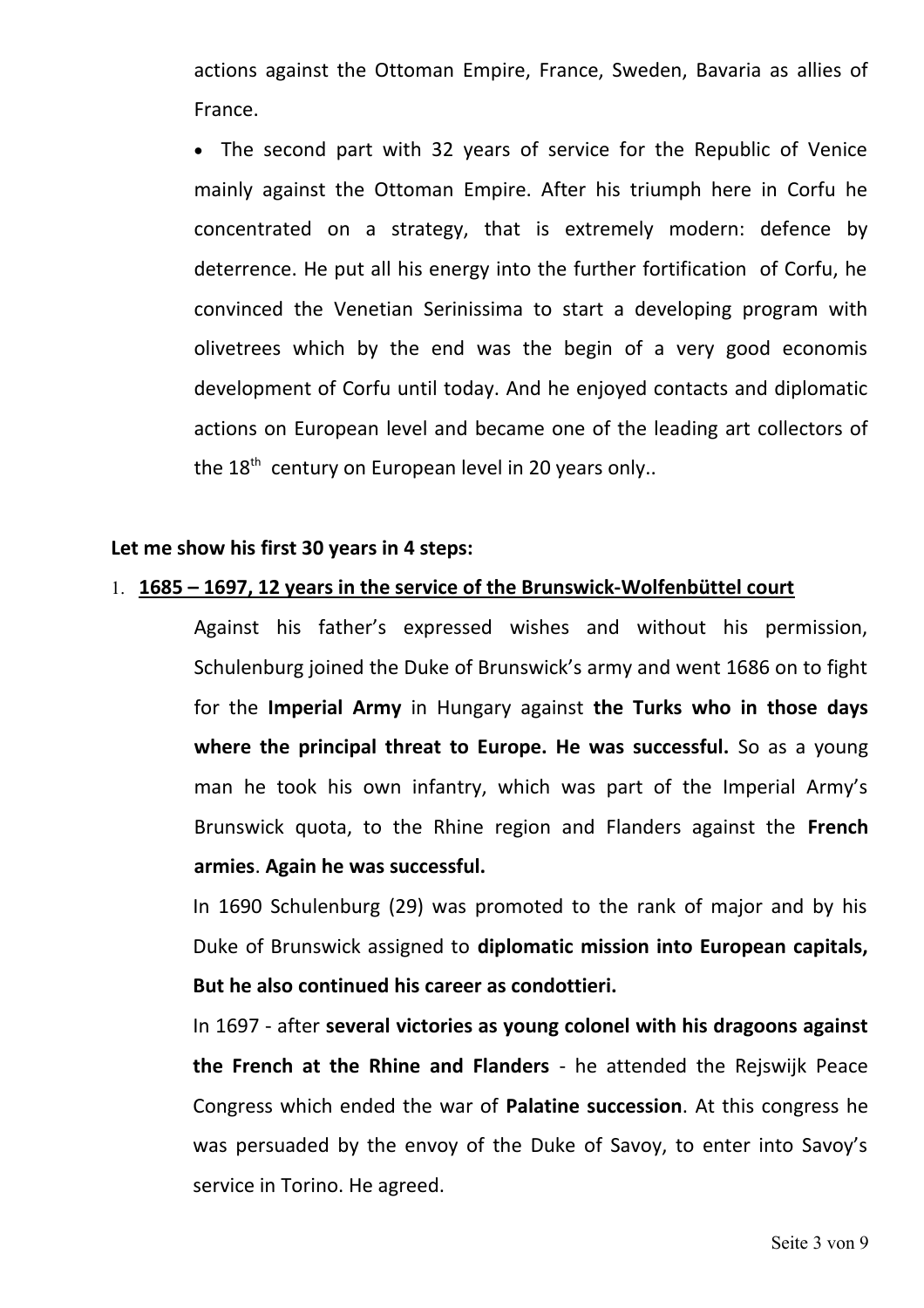actions against the Ottoman Empire, France, Sweden, Bavaria as allies of France.

- The second part with 32 years of service for the Republic of Venice mainly against the Ottoman Empire. After his triumph here in Corfu he concentrated on a strategy, that is extremely modern: defence by deterrence. He put all his energy into the further fortification of Corfu, he convinced the Venetian Serinissima to start a developing program with olivetrees which by the end was the begin of a very good economis development of Corfu until today. And he enjoyed contacts and diplomatic actions on European level and became one of the leading art collectors of the 18th century on European level in 20 years only..

**Let me show his first 30 years in 4 steps:**

1. **1685 – 1697, 12 years in the service of the Brunswick-Wolfenbüttel court**

   Against his father's expressed wishes and without his permission, Schulenburg joined the Duke of Brunswick's army and went 1686 on to fight for the **Imperial Army** in Hungary against **the Turks who in those days where the principal threat to Europe. He was successful.** So as a young man he took his own infantry, which was part of the Imperial Army's Brunswick quota, to the Rhine region and Flanders against the **French armies**. **Again he was successful.**

   In 1690 Schulenburg (29) was promoted to the rank of major and by his Duke of Brunswick assigned to **diplomatic mission into European capitals, But he also continued his career as condottieri.**

   In 1697 - after **several victories as young colonel with his dragoons against the French at the Rhine and Flanders** - he attended the Rejswijk Peace Congress which ended the war of **Palatine succession**. At this congress he was persuaded by the envoy of the Duke of Savoy, to enter into Savoy's service in Torino. He agreed.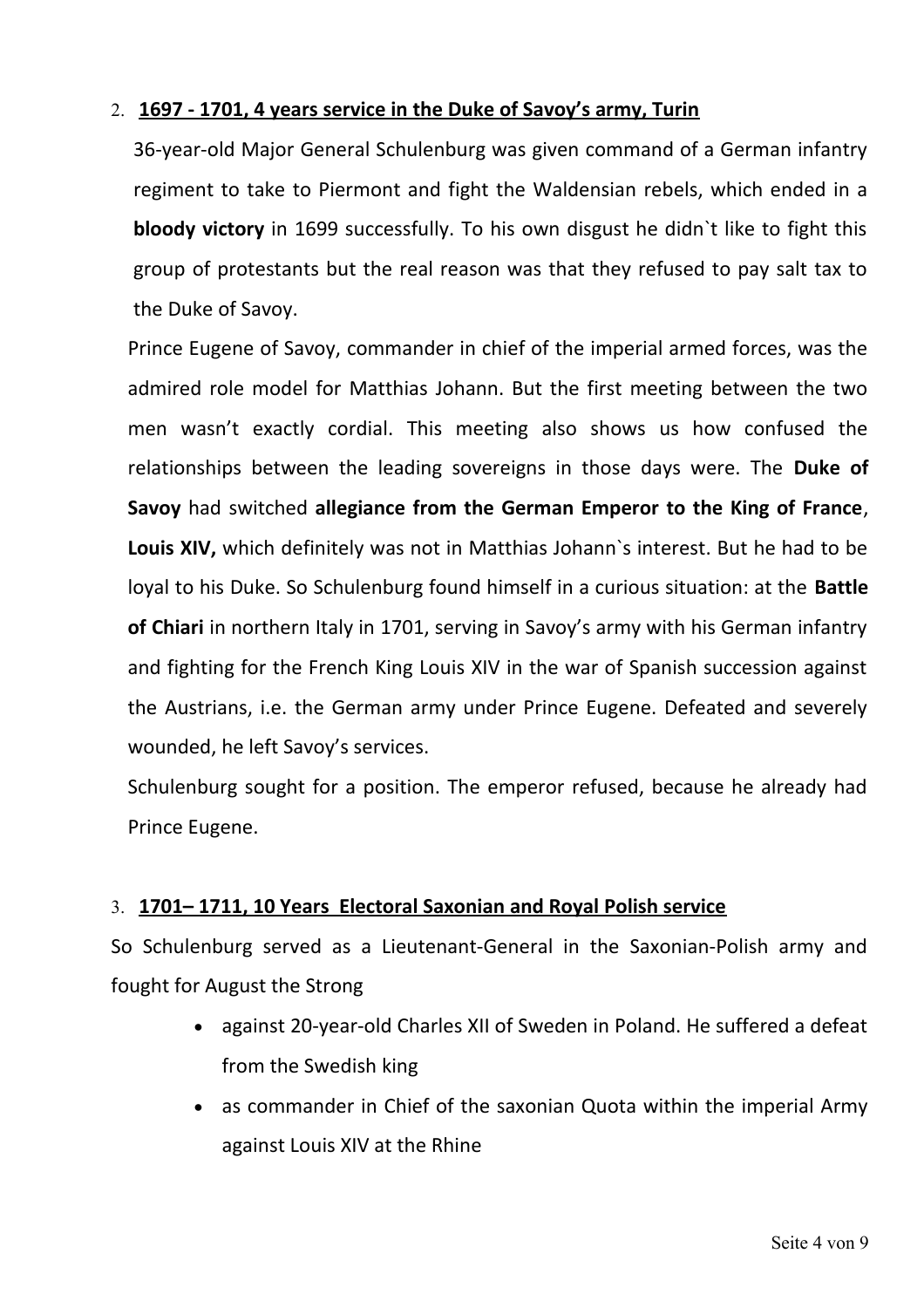2. **1697 - 1701, 4 years service in the Duke of Savoy's army, Turin**

   36-year-old Major General Schulenburg was given command of a German infantry regiment to take to Piermont and fight the Waldensian rebels, which ended in a **bloody victory** in 1699 successfully. To his own disgust he didn`t like to fight this group of protestants but the real reason was that they refused to pay salt tax to the Duke of Savoy.

   Prince Eugene of Savoy, commander in chief of the imperial armed forces, was the admired role model for Matthias Johann. But the first meeting between the two men wasn't exactly cordial. This meeting also shows us how confused the relationships between the leading sovereigns in those days were. The **Duke of Savoy** had switched **allegiance from the German Emperor to the King of France**, **Louis XIV,** which definitely was not in Matthias Johann`s interest. But he had to be loyal to his Duke. So Schulenburg found himself in a curious situation: at the **Battle of Chiari** in northern Italy in 1701, serving in Savoy's army with his German infantry and fighting for the French King Louis XIV in the war of Spanish succession against the Austrians, i.e. the German army under Prince Eugene. Defeated and severely wounded, he left Savoy's services.

   Schulenburg sought for a position. The emperor refused, because he already had Prince Eugene.

3. **1701– 1711, 10 Years Electoral Saxonian and Royal Polish service**

So Schulenburg served as a Lieutenant-General in the Saxonian-Polish army and fought for August the Strong

- against 20-year-old Charles XII of Sweden in Poland. He suffered a defeat from the Swedish king
- as commander in Chief of the saxonian Quota within the imperial Army against Louis XIV at the Rhine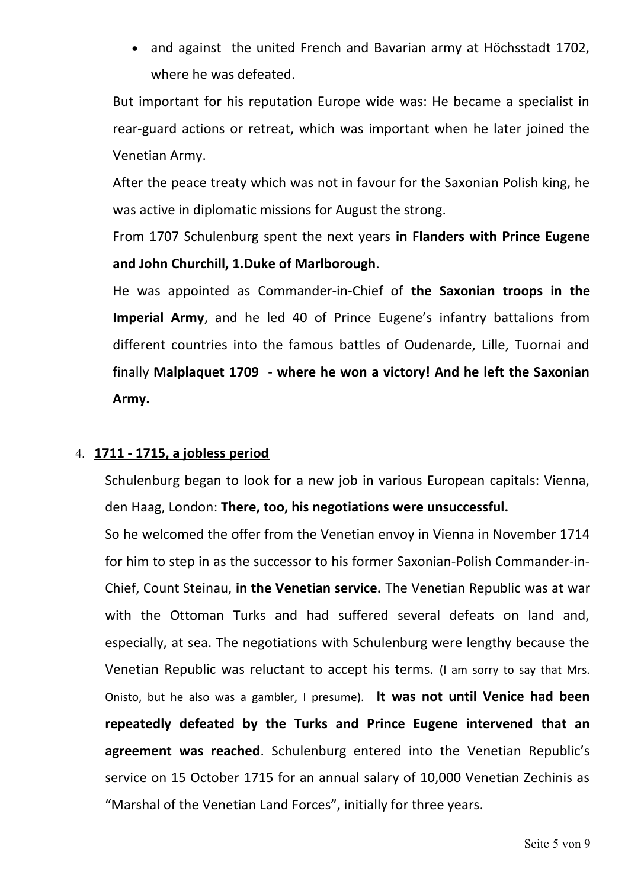- and against the united French and Bavarian army at Höchsstadt 1702, where he was defeated.

But important for his reputation Europe wide was: He became a specialist in rear-guard actions or retreat, which was important when he later joined the Venetian Army.

After the peace treaty which was not in favour for the Saxonian Polish king, he was active in diplomatic missions for August the strong.

From 1707 Schulenburg spent the next years **in Flanders with Prince Eugene and John Churchill, 1.Duke of Marlborough**.

He was appointed as Commander-in-Chief of **the Saxonian troops in the Imperial Army**, and he led 40 of Prince Eugene's infantry battalions from different countries into the famous battles of Oudenarde, Lille, Tuornai and finally **Malplaquet 1709** - **where he won a victory! And he left the Saxonian Army.**

4. **1711 - 1715, a jobless period**

Schulenburg began to look for a new job in various European capitals: Vienna, den Haag, London: **There, too, his negotiations were unsuccessful.**

So he welcomed the offer from the Venetian envoy in Vienna in November 1714 for him to step in as the successor to his former Saxonian-Polish Commander-in-Chief, Count Steinau, **in the Venetian service.** The Venetian Republic was at war with the Ottoman Turks and had suffered several defeats on land and, especially, at sea. The negotiations with Schulenburg were lengthy because the Venetian Republic was reluctant to accept his terms. (I am sorry to say that Mrs. Onisto, but he also was a gambler, I presume). **It was not until Venice had been repeatedly defeated by the Turks and Prince Eugene intervened that an agreement was reached**. Schulenburg entered into the Venetian Republic's service on 15 October 1715 for an annual salary of 10,000 Venetian Zechinis as "Marshal of the Venetian Land Forces", initially for three years.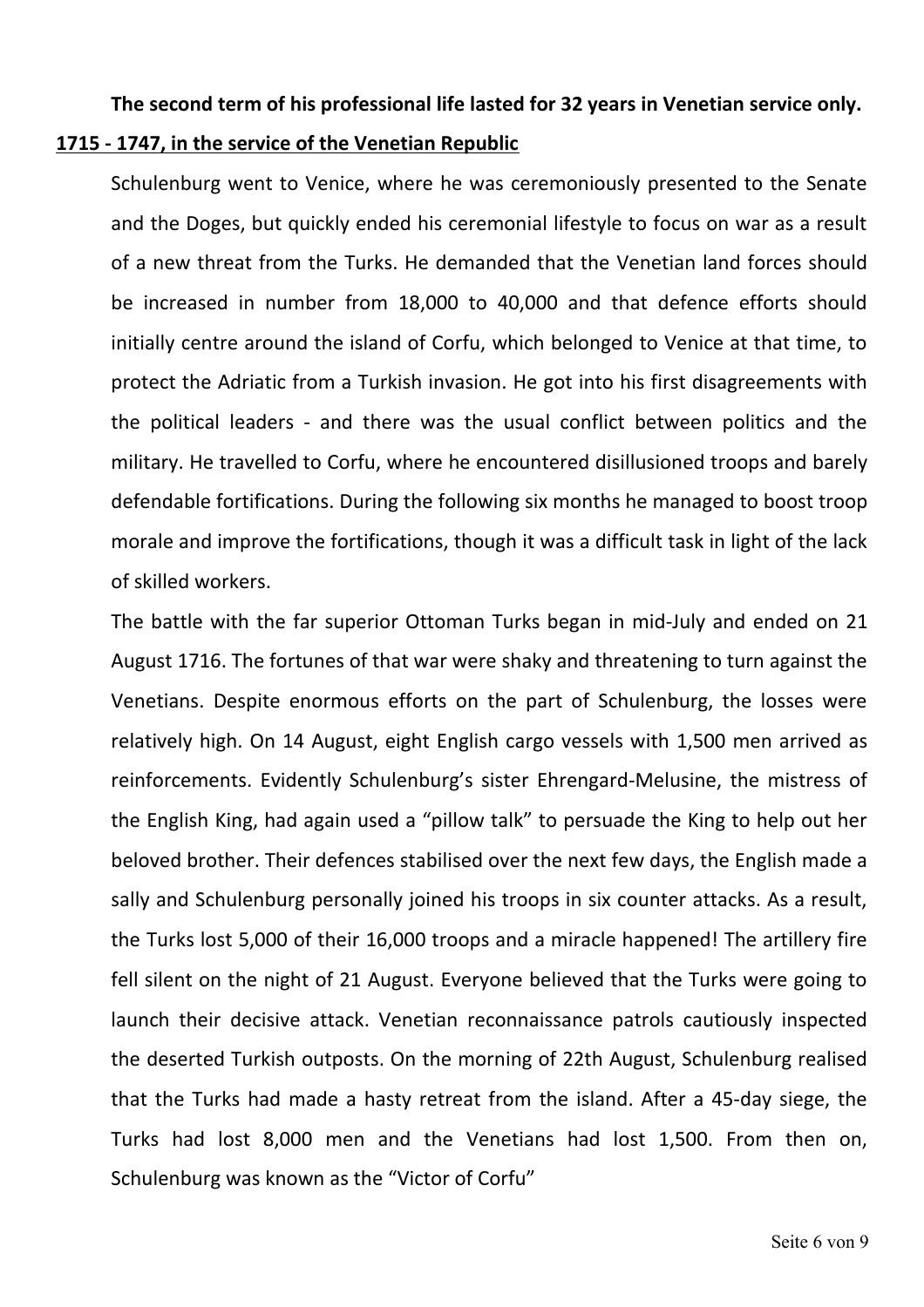**The second term of his professional life lasted for 32 years in Venetian service only.**

**1715 - 1747, in the service of the Venetian Republic**

Schulenburg went to Venice, where he was ceremoniously presented to the Senate and the Doges, but quickly ended his ceremonial lifestyle to focus on war as a result of a new threat from the Turks. He demanded that the Venetian land forces should be increased in number from 18,000 to 40,000 and that defence efforts should initially centre around the island of Corfu, which belonged to Venice at that time, to protect the Adriatic from a Turkish invasion. He got into his first disagreements with the political leaders - and there was the usual conflict between politics and the military. He travelled to Corfu, where he encountered disillusioned troops and barely defendable fortifications. During the following six months he managed to boost troop morale and improve the fortifications, though it was a difficult task in light of the lack of skilled workers.

The battle with the far superior Ottoman Turks began in mid-July and ended on 21 August 1716. The fortunes of that war were shaky and threatening to turn against the Venetians. Despite enormous efforts on the part of Schulenburg, the losses were relatively high. On 14 August, eight English cargo vessels with 1,500 men arrived as reinforcements. Evidently Schulenburg's sister Ehrengard-Melusine, the mistress of the English King, had again used a "pillow talk" to persuade the King to help out her beloved brother. Their defences stabilised over the next few days, the English made a sally and Schulenburg personally joined his troops in six counter attacks. As a result, the Turks lost 5,000 of their 16,000 troops and a miracle happened! The artillery fire fell silent on the night of 21 August. Everyone believed that the Turks were going to launch their decisive attack. Venetian reconnaissance patrols cautiously inspected the deserted Turkish outposts. On the morning of 22th August, Schulenburg realised that the Turks had made a hasty retreat from the island. After a 45-day siege, the Turks had lost 8,000 men and the Venetians had lost 1,500. From then on, Schulenburg was known as the "Victor of Corfu"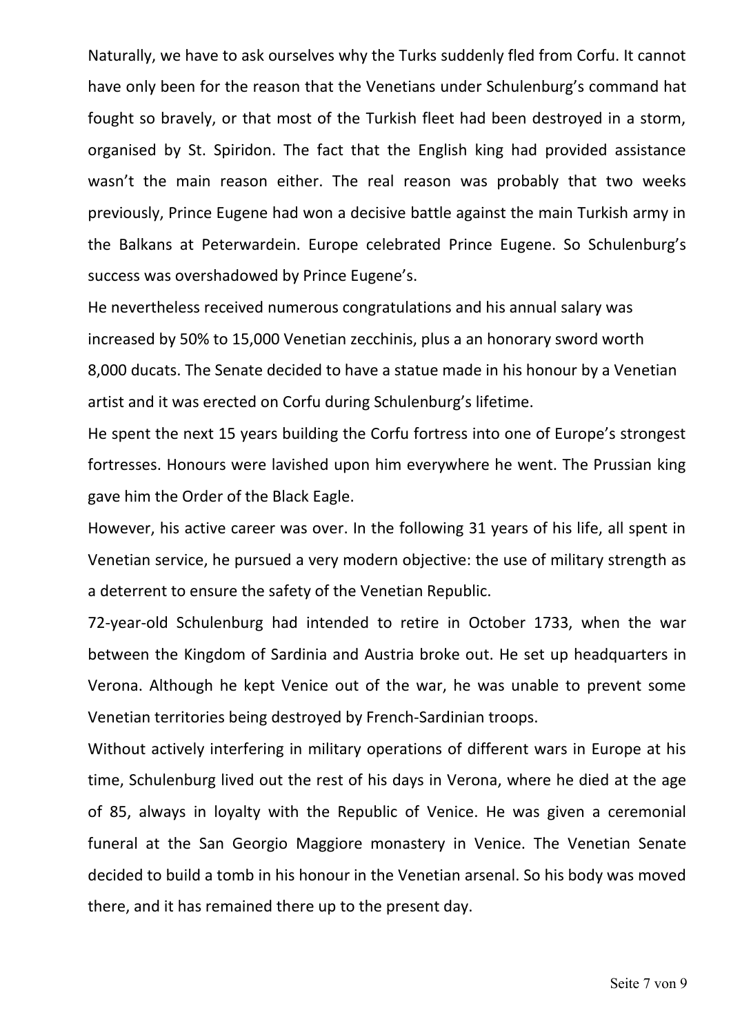Naturally, we have to ask ourselves why the Turks suddenly fled from Corfu. It cannot have only been for the reason that the Venetians under Schulenburg's command hat fought so bravely, or that most of the Turkish fleet had been destroyed in a storm, organised by St. Spiridon. The fact that the English king had provided assistance wasn't the main reason either. The real reason was probably that two weeks previously, Prince Eugene had won a decisive battle against the main Turkish army in the Balkans at Peterwardein. Europe celebrated Prince Eugene. So Schulenburg's success was overshadowed by Prince Eugene's.

He nevertheless received numerous congratulations and his annual salary was increased by 50% to 15,000 Venetian zecchinis, plus a an honorary sword worth 8,000 ducats. The Senate decided to have a statue made in his honour by a Venetian artist and it was erected on Corfu during Schulenburg's lifetime.

He spent the next 15 years building the Corfu fortress into one of Europe's strongest fortresses. Honours were lavished upon him everywhere he went. The Prussian king gave him the Order of the Black Eagle.

However, his active career was over. In the following 31 years of his life, all spent in Venetian service, he pursued a very modern objective: the use of military strength as a deterrent to ensure the safety of the Venetian Republic.

72-year-old Schulenburg had intended to retire in October 1733, when the war between the Kingdom of Sardinia and Austria broke out. He set up headquarters in Verona. Although he kept Venice out of the war, he was unable to prevent some Venetian territories being destroyed by French-Sardinian troops.

Without actively interfering in military operations of different wars in Europe at his time, Schulenburg lived out the rest of his days in Verona, where he died at the age of 85, always in loyalty with the Republic of Venice. He was given a ceremonial funeral at the San Georgio Maggiore monastery in Venice. The Venetian Senate decided to build a tomb in his honour in the Venetian arsenal. So his body was moved there, and it has remained there up to the present day.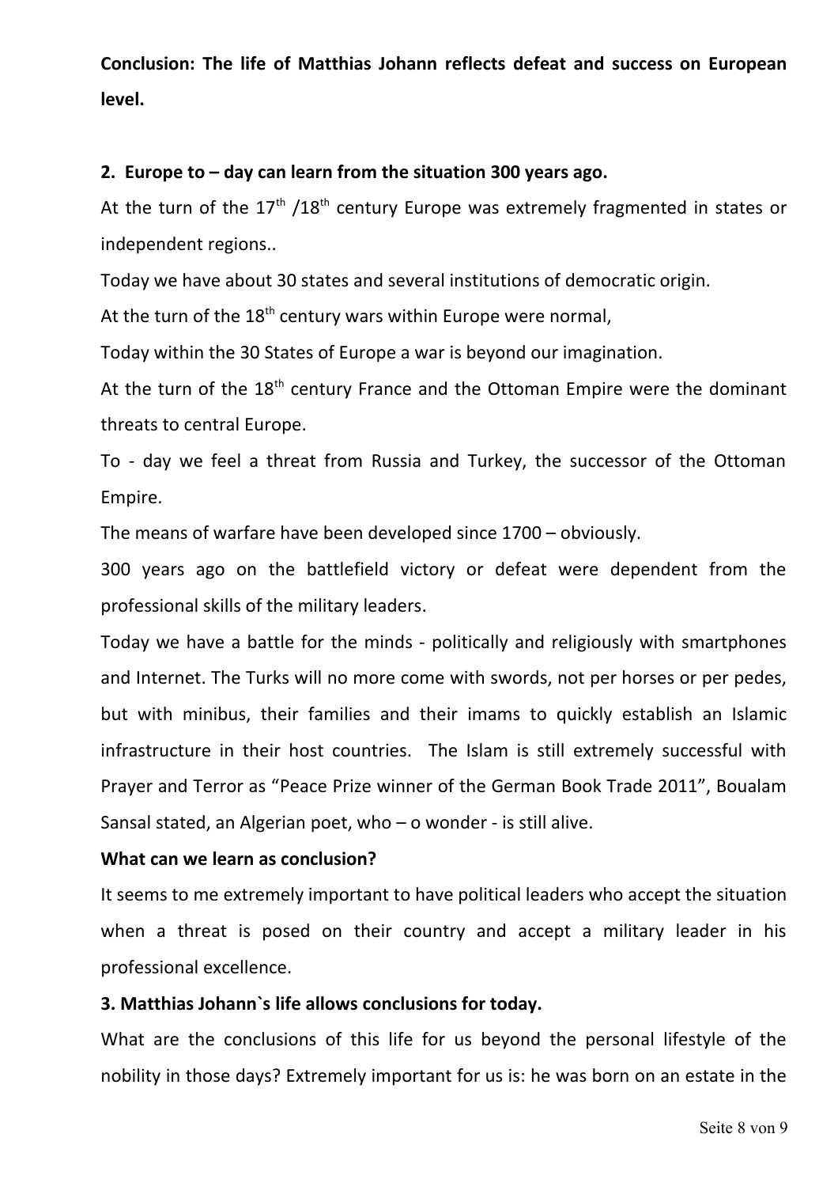**Conclusion: The life of Matthias Johann reflects defeat and success on European level.**

**2. Europe to – day can learn from the situation 300 years ago.**

At the turn of the 17th /18th century Europe was extremely fragmented in states or independent regions..

Today we have about 30 states and several institutions of democratic origin.

At the turn of the 18th century wars within Europe were normal,

Today within the 30 States of Europe a war is beyond our imagination.

At the turn of the 18th century France and the Ottoman Empire were the dominant threats to central Europe.

To - day we feel a threat from Russia and Turkey, the successor of the Ottoman Empire.

The means of warfare have been developed since 1700 – obviously.

300 years ago on the battlefield victory or defeat were dependent from the professional skills of the military leaders.

Today we have a battle for the minds - politically and religiously with smartphones and Internet. The Turks will no more come with swords, not per horses or per pedes, but with minibus, their families and their imams to quickly establish an Islamic infrastructure in their host countries. The Islam is still extremely successful with Prayer and Terror as "Peace Prize winner of the German Book Trade 2011", Boualam Sansal stated, an Algerian poet, who – o wonder - is still alive.

**What can we learn as conclusion?**

It seems to me extremely important to have political leaders who accept the situation when a threat is posed on their country and accept a military leader in his professional excellence.

**3. Matthias Johann`s life allows conclusions for today.**

What are the conclusions of this life for us beyond the personal lifestyle of the nobility in those days? Extremely important for us is: he was born on an estate in the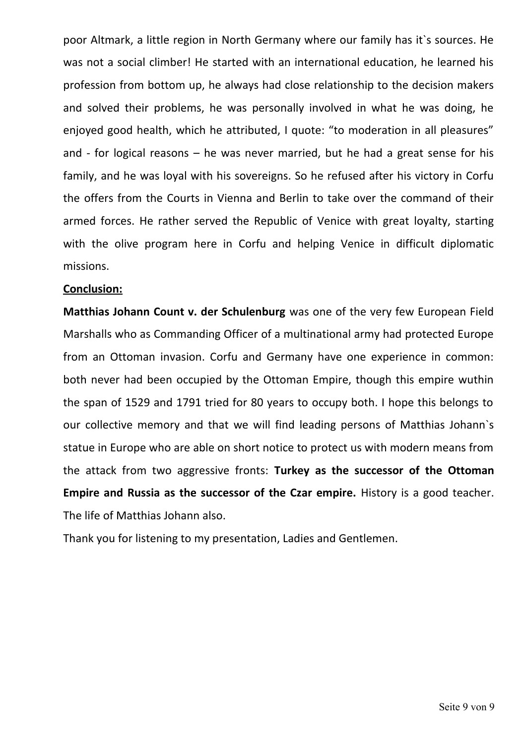poor Altmark, a little region in North Germany where our family has it`s sources. He was not a social climber! He started with an international education, he learned his profession from bottom up, he always had close relationship to the decision makers and solved their problems, he was personally involved in what he was doing, he enjoyed good health, which he attributed, I quote: "to moderation in all pleasures" and - for logical reasons – he was never married, but he had a great sense for his family, and he was loyal with his sovereigns. So he refused after his victory in Corfu the offers from the Courts in Vienna and Berlin to take over the command of their armed forces. He rather served the Republic of Venice with great loyalty, starting with the olive program here in Corfu and helping Venice in difficult diplomatic missions.

**Conclusion:**

**Matthias Johann Count v. der Schulenburg** was one of the very few European Field Marshalls who as Commanding Officer of a multinational army had protected Europe from an Ottoman invasion. Corfu and Germany have one experience in common: both never had been occupied by the Ottoman Empire, though this empire wuthin the span of 1529 and 1791 tried for 80 years to occupy both. I hope this belongs to our collective memory and that we will find leading persons of Matthias Johann`s statue in Europe who are able on short notice to protect us with modern means from the attack from two aggressive fronts: **Turkey as the successor of the Ottoman Empire and Russia as the successor of the Czar empire.** History is a good teacher. The life of Matthias Johann also.

Thank you for listening to my presentation, Ladies and Gentlemen.